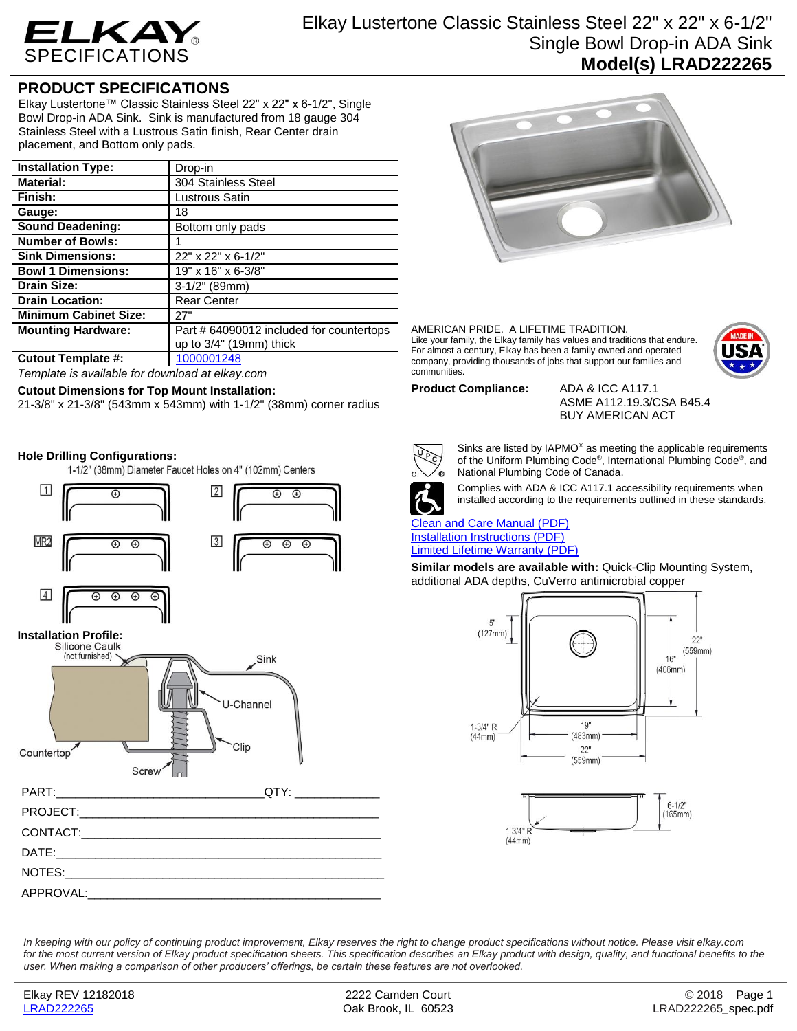# ELKAY SPECIFICATIONS

# Elkay Lustertone Classic Stainless Steel 22" x 22" x 6-1/2" Single Bowl Drop-in ADA Sink

**Model(s) LRAD222265**

## PRODUCT SPECIFICATIONS

Elkay Lustertone™ Classic Stainless Steel 22" x 22" x 6-1/2", Single Bowl Drop-in ADA Sink. Sink is manufactured from 18 gauge 304 Stainless Steel with a Lustrous Satin finish, Rear Center drain placement, and Bottom only pads.

| | |
|---|---|
| **Installation Type:** | Drop-in |
| **Material:** | 304 Stainless Steel |
| **Finish:** | Lustrous Satin |
| **Gauge:** | 18 |
| **Sound Deadening:** | Bottom only pads |
| **Number of Bowls:** | 1 |
| **Sink Dimensions:** | 22" x 22" x 6-1/2" |
| **Bowl 1 Dimensions:** | 19" x 16" x 6-3/8" |
| **Drain Size:** | 3-1/2" (89mm) |
| **Drain Location:** | Rear Center |
| **Minimum Cabinet Size:** | 27" |
| **Mounting Hardware:** | Part # 64090012 included for countertops up to 3/4" (19mm) thick |
| **Cutout Template #:** | 1000001248 |

*Template is available for download at elkay.com*

**Cutout Dimensions for Top Mount Installation:**

21-3/8" x 21-3/8" (543mm x 543mm) with 1-1/2" (38mm) corner radius

**Hole Drilling Configurations:**

1-1/2" (38mm) Diameter Faucet Holes on 4" (102mm) Centers

1, 2, MR2, 3, 4

**Installation Profile:**

Silicone Caulk (not furnished), Sink, U-Channel, Clip, Countertop, Screw

PART:________________________________QTY: _____________

PROJECT:_____________________________________________

CONTACT:_____________________________________________

DATE:________________________________________________

NOTES:_______________________________________________

APPROVAL:____________________________________________

AMERICAN PRIDE. A LIFETIME TRADITION.
Like your family, the Elkay family has values and traditions that endure. For almost a century, Elkay has been a family-owned and operated company, providing thousands of jobs that support our families and communities.

MADE IN USA

**Product Compliance:** ADA & ICC A117.1
ASME A112.19.3/CSA B45.4
BUY AMERICAN ACT

Sinks are listed by IAPMO® as meeting the applicable requirements of the Uniform Plumbing Code®, International Plumbing Code®, and National Plumbing Code of Canada.

Complies with ADA & ICC A117.1 accessibility requirements when installed according to the requirements outlined in these standards.

Clean and Care Manual (PDF)
Installation Instructions (PDF)
Limited Lifetime Warranty (PDF)

**Similar models are available with:** Quick-Clip Mounting System, additional ADA depths, CuVerro antimicrobial copper

5" (127mm), 22" (559mm), 16" (406mm), 1-3/4" R (44mm), 19" (483mm), 22" (559mm), 6-1/2" (165mm), 1-3/4" R (44mm)

*In keeping with our policy of continuing product improvement, Elkay reserves the right to change product specifications without notice. Please visit elkay.com for the most current version of Elkay product specification sheets. This specification describes an Elkay product with design, quality, and functional benefits to the user. When making a comparison of other producers' offerings, be certain these features are not overlooked.*

Elkay REV 12182018 | 2222 Camden Court, Oak Brook, IL 60523 | © 2018
LRAD222265 | LRAD222265_spec.pdf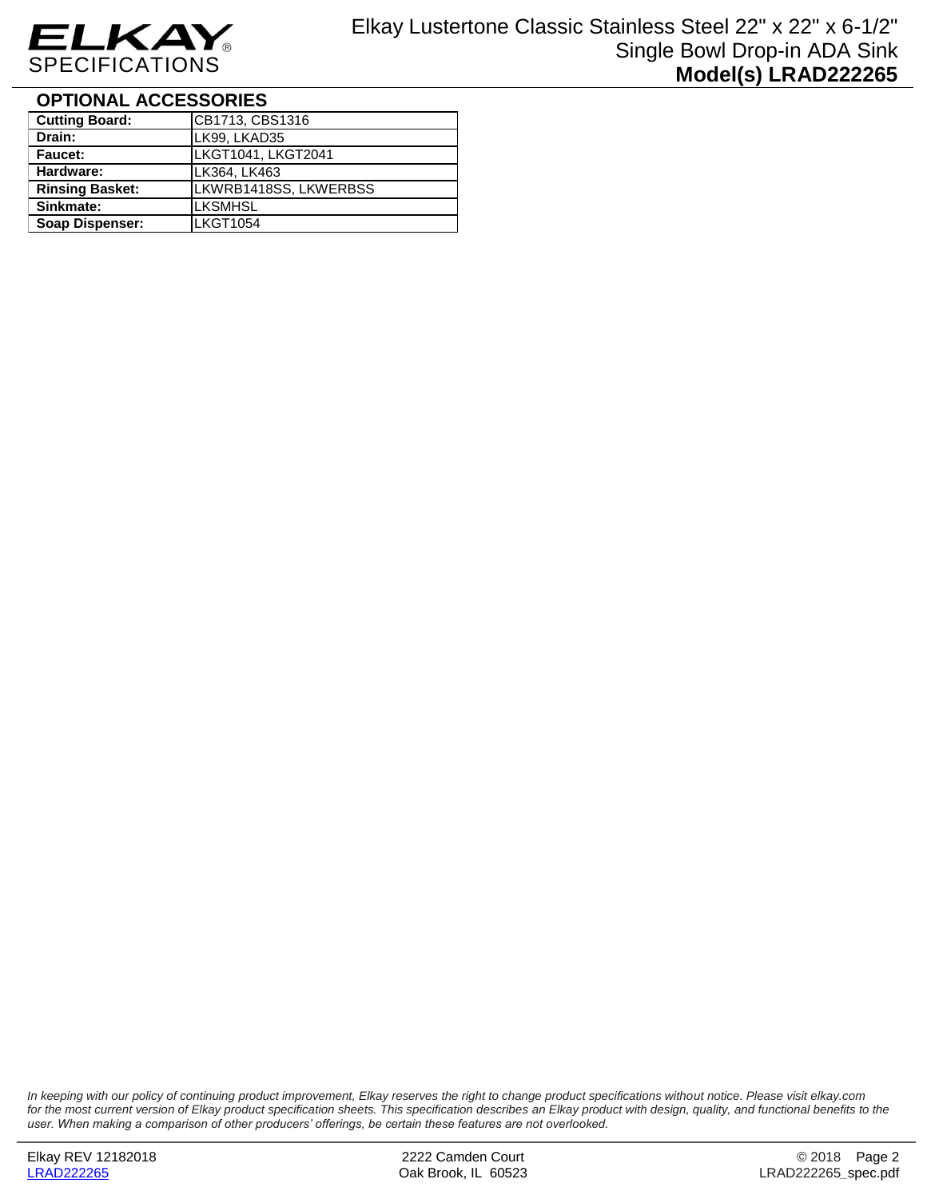## OPTIONAL ACCESSORIES

| | |
|---|---|
| **Cutting Board:** | CB1713, CBS1316 |
| **Drain:** | LK99, LKAD35 |
| **Faucet:** | LKGT1041, LKGT2041 |
| **Hardware:** | LK364, LK463 |
| **Rinsing Basket:** | LKWRB1418SS, LKWERBSS |
| **Sinkmate:** | LKSMHSL |
| **Soap Dispenser:** | LKGT1054 |

*In keeping with our policy of continuing product improvement, Elkay reserves the right to change product specifications without notice. Please visit elkay.com for the most current version of Elkay product specification sheets. This specification describes an Elkay product with design, quality, and functional benefits to the user. When making a comparison of other producers' offerings, be certain these features are not overlooked.*